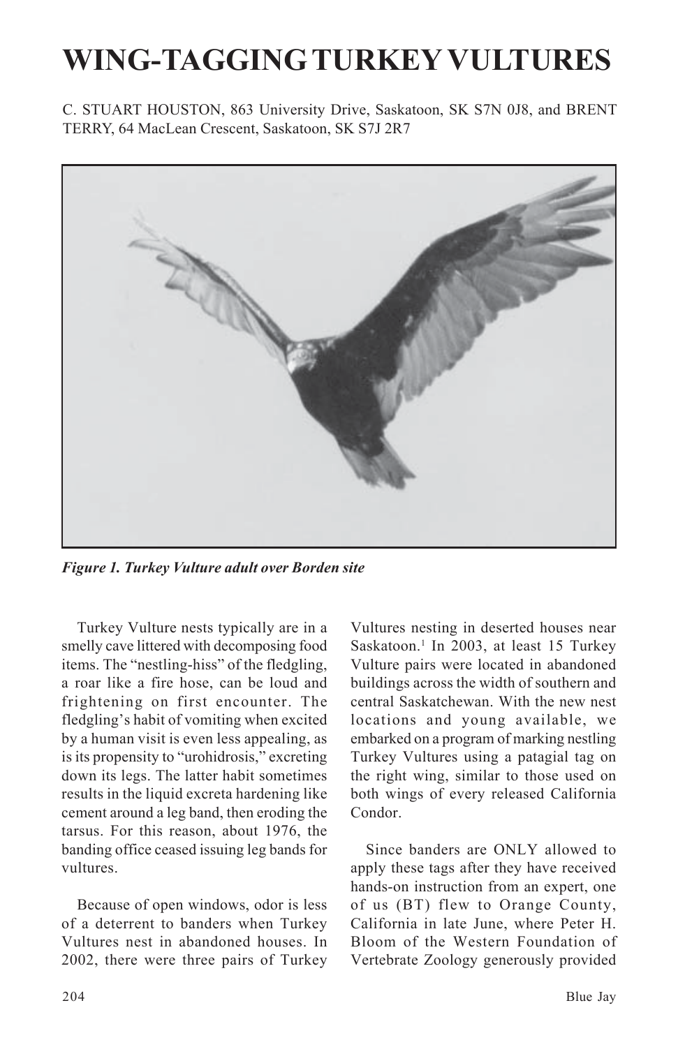# WING-TAGGING TURKEY VULTURES

C. STUART HOUSTON, 863 University Drive, Saskatoon, SK S7N 0J8, and BRENT TERRY, 64 MacLean Crescent, Saskatoon, SK S7J 2R7

*Figure 1. Turkey Vulture adult over Borden site*

Turkey Vulture nests typically are in a smelly cave littered with decomposing food items. The "nestling-hiss" of the fledgling, a roar like a fire hose, can be loud and frightening on first encounter. The fledgling's habit of vomiting when excited by a human visit is even less appealing, as is its propensity to "urohidrosis," excreting down its legs. The latter habit sometimes results in the liquid excreta hardening like cement around a leg band, then eroding the tarsus. For this reason, about 1976, the banding office ceased issuing leg bands for vultures.

Because of open windows, odor is less of a deterrent to banders when Turkey Vultures nest in abandoned houses. In 2002, there were three pairs of Turkey Vultures nesting in deserted houses near Saskatoon.[1] In 2003, at least 15 Turkey Vulture pairs were located in abandoned buildings across the width of southern and central Saskatchewan. With the new nest locations and young available, we embarked on a program of marking nestling Turkey Vultures using a patagial tag on the right wing, similar to those used on both wings of every released California Condor.

Since banders are ONLY allowed to apply these tags after they have received hands-on instruction from an expert, one of us (BT) flew to Orange County, California in late June, where Peter H. Bloom of the Western Foundation of Vertebrate Zoology generously provided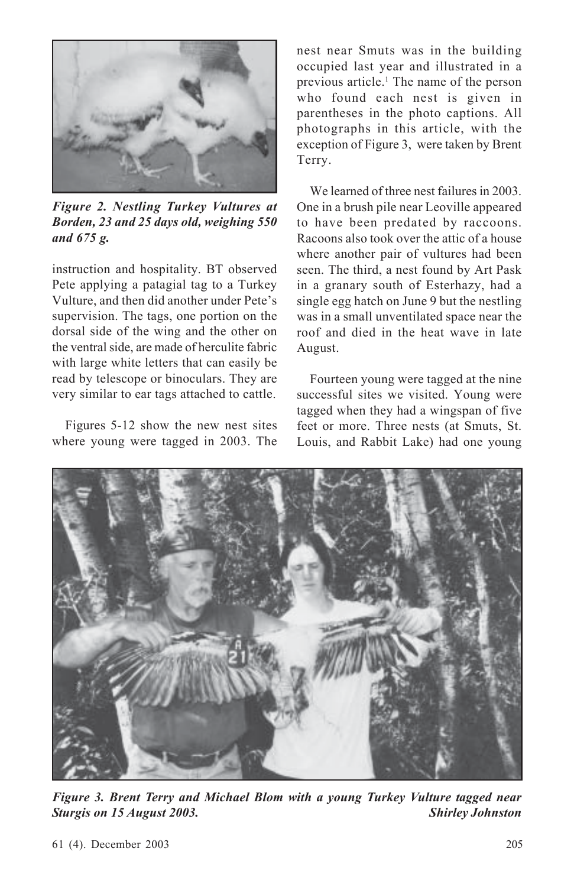*Figure 2. Nestling Turkey Vultures at Borden, 23 and 25 days old, weighing 550 and 675 g.*

instruction and hospitality. BT observed Pete applying a patagial tag to a Turkey Vulture, and then did another under Pete's supervision. The tags, one portion on the dorsal side of the wing and the other on the ventral side, are made of herculite fabric with large white letters that can easily be read by telescope or binoculars. They are very similar to ear tags attached to cattle.

Figures 5-12 show the new nest sites where young were tagged in 2003. The nest near Smuts was in the building occupied last year and illustrated in a previous article.[1] The name of the person who found each nest is given in parentheses in the photo captions. All photographs in this article, with the exception of Figure 3, were taken by Brent Terry.

We learned of three nest failures in 2003. One in a brush pile near Leoville appeared to have been predated by raccoons. Racoons also took over the attic of a house where another pair of vultures had been seen. The third, a nest found by Art Pask in a granary south of Esterhazy, had a single egg hatch on June 9 but the nestling was in a small unventilated space near the roof and died in the heat wave in late August.

Fourteen young were tagged at the nine successful sites we visited. Young were tagged when they had a wingspan of five feet or more. Three nests (at Smuts, St. Louis, and Rabbit Lake) had one young

*Figure 3. Brent Terry and Michael Blom with a young Turkey Vulture tagged near Sturgis on 15 August 2003.* *Shirley Johnston*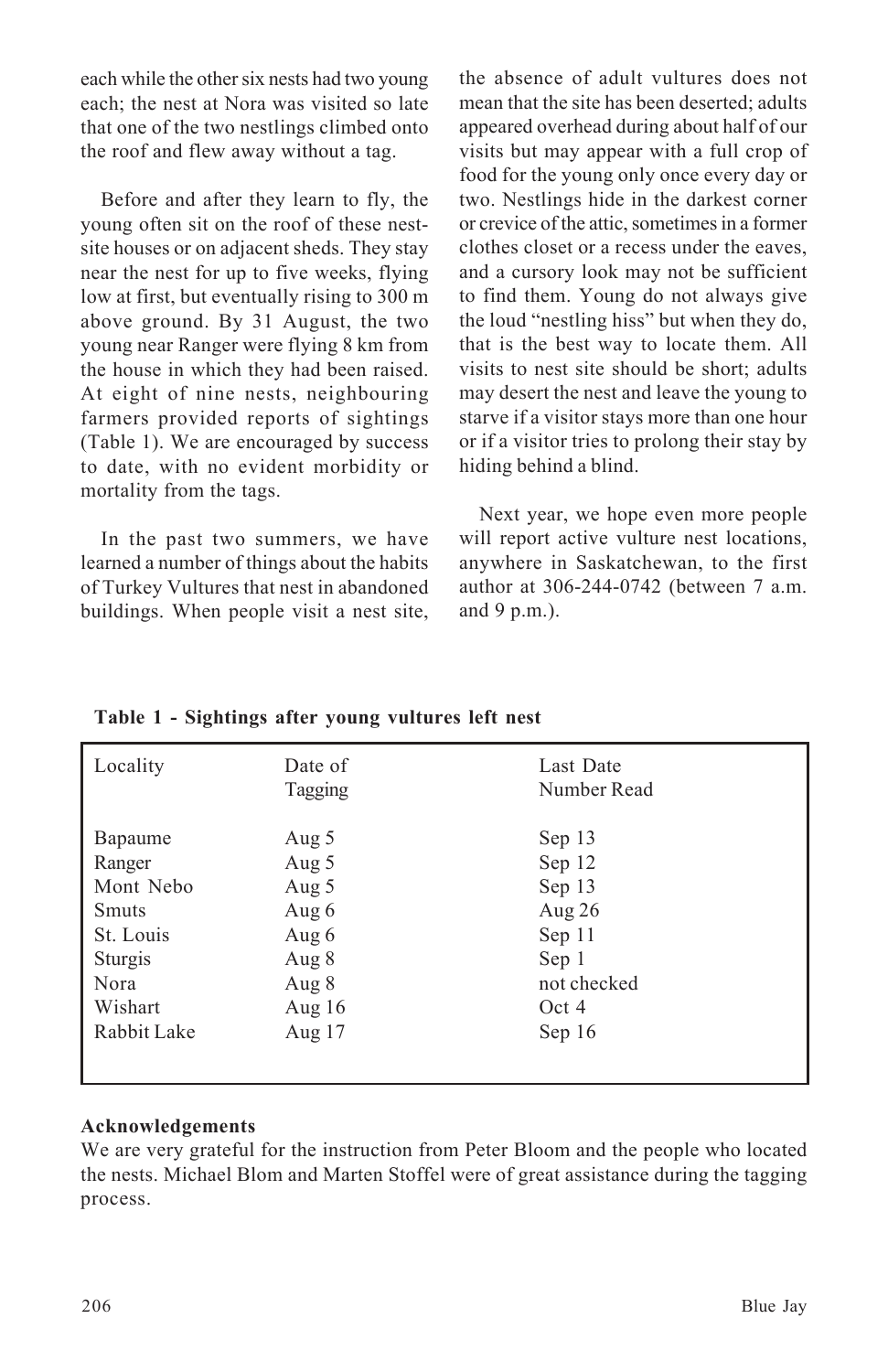each while the other six nests had two young each; the nest at Nora was visited so late that one of the two nestlings climbed onto the roof and flew away without a tag.

Before and after they learn to fly, the young often sit on the roof of these nest-site houses or on adjacent sheds. They stay near the nest for up to five weeks, flying low at first, but eventually rising to 300 m above ground. By 31 August, the two young near Ranger were flying 8 km from the house in which they had been raised. At eight of nine nests, neighbouring farmers provided reports of sightings (Table 1). We are encouraged by success to date, with no evident morbidity or mortality from the tags.

In the past two summers, we have learned a number of things about the habits of Turkey Vultures that nest in abandoned buildings. When people visit a nest site, the absence of adult vultures does not mean that the site has been deserted; adults appeared overhead during about half of our visits but may appear with a full crop of food for the young only once every day or two. Nestlings hide in the darkest corner or crevice of the attic, sometimes in a former clothes closet or a recess under the eaves, and a cursory look may not be sufficient to find them. Young do not always give the loud "nestling hiss" but when they do, that is the best way to locate them. All visits to nest site should be short; adults may desert the nest and leave the young to starve if a visitor stays more than one hour or if a visitor tries to prolong their stay by hiding behind a blind.

Next year, we hope even more people will report active vulture nest locations, anywhere in Saskatchewan, to the first author at 306-244-0742 (between 7 a.m. and 9 p.m.).

**Table 1 - Sightings after young vultures left nest**

| Locality | Date of Tagging | Last Date Number Read |
|---|---|---|
| Bapaume | Aug 5 | Sep 13 |
| Ranger | Aug 5 | Sep 12 |
| Mont Nebo | Aug 5 | Sep 13 |
| Smuts | Aug 6 | Aug 26 |
| St. Louis | Aug 6 | Sep 11 |
| Sturgis | Aug 8 | Sep 1 |
| Nora | Aug 8 | not checked |
| Wishart | Aug 16 | Oct 4 |
| Rabbit Lake | Aug 17 | Sep 16 |

**Acknowledgements**

We are very grateful for the instruction from Peter Bloom and the people who located the nests. Michael Blom and Marten Stoffel were of great assistance during the tagging process.